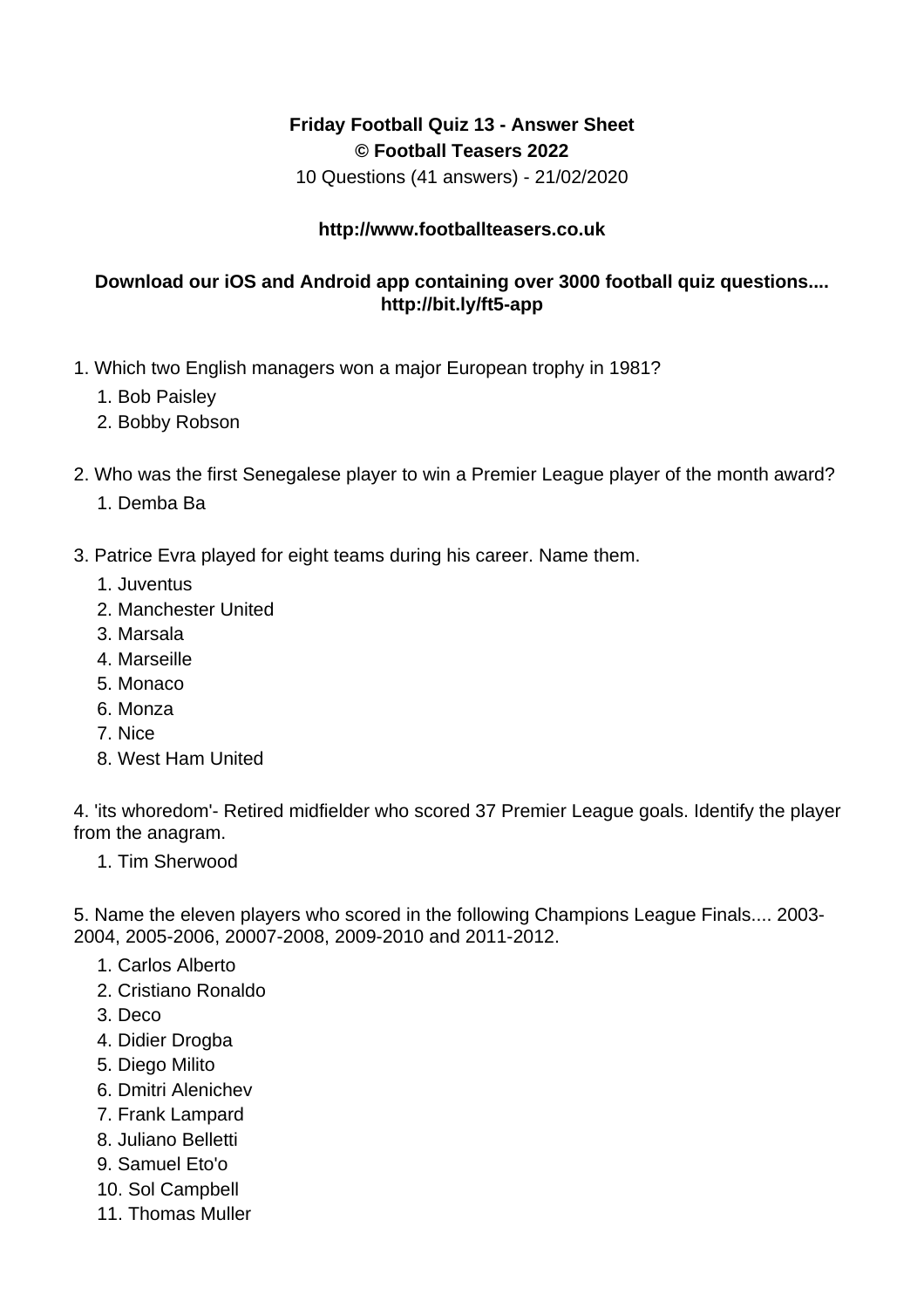**Friday Football Quiz 13 - Answer Sheet**
**© Football Teasers 2022**
10 Questions (41 answers) - 21/02/2020

**http://www.footballteasers.co.uk**

**Download our iOS and Android app containing over 3000 football quiz questions.... http://bit.ly/ft5-app**

1. Which two English managers won a major European trophy in 1981?
    1. Bob Paisley
    2. Bobby Robson

2. Who was the first Senegalese player to win a Premier League player of the month award?
    1. Demba Ba

3. Patrice Evra played for eight teams during his career. Name them.
    1. Juventus
    2. Manchester United
    3. Marsala
    4. Marseille
    5. Monaco
    6. Monza
    7. Nice
    8. West Ham United

4. 'its whoredom'- Retired midfielder who scored 37 Premier League goals. Identify the player from the anagram.
    1. Tim Sherwood

5. Name the eleven players who scored in the following Champions League Finals.... 2003-2004, 2005-2006, 20007-2008, 2009-2010 and 2011-2012.
    1. Carlos Alberto
    2. Cristiano Ronaldo
    3. Deco
    4. Didier Drogba
    5. Diego Milito
    6. Dmitri Alenichev
    7. Frank Lampard
    8. Juliano Belletti
    9. Samuel Eto'o
    10. Sol Campbell
    11. Thomas Muller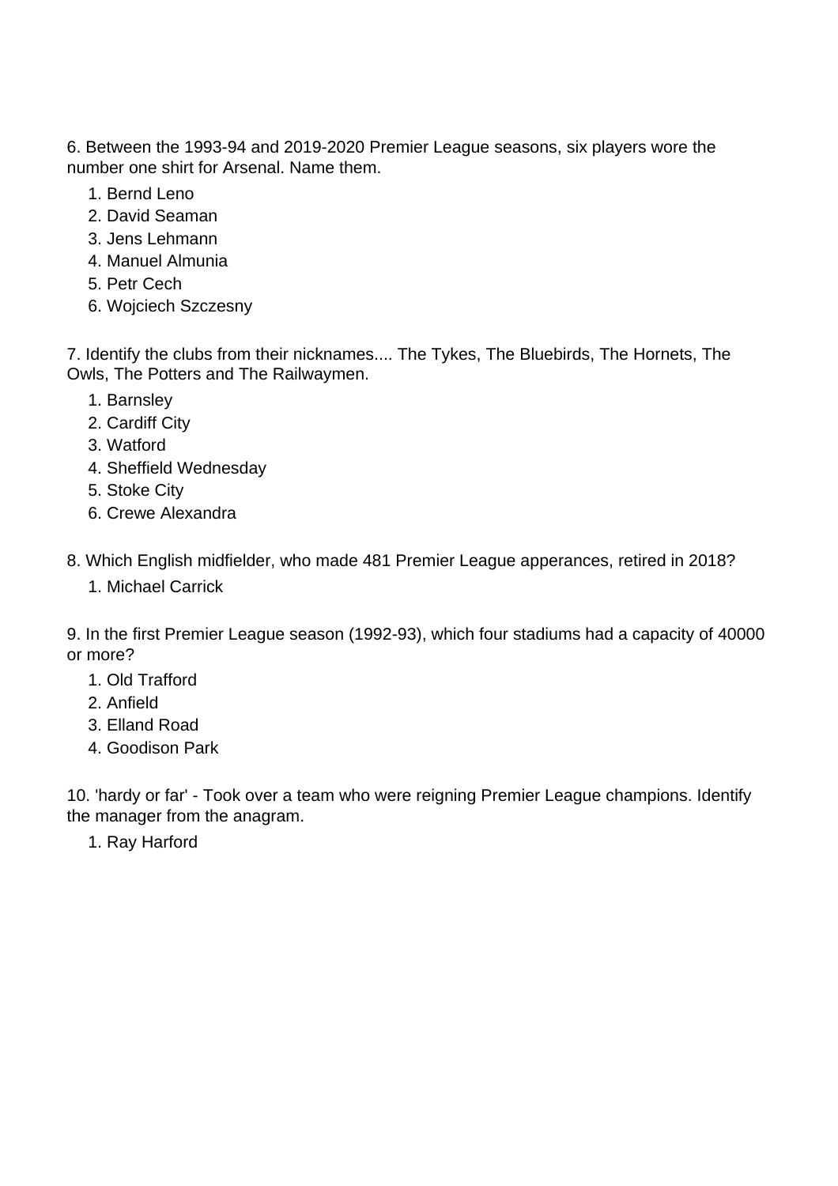6. Between the 1993-94 and 2019-2020 Premier League seasons, six players wore the number one shirt for Arsenal. Name them.

1. Bernd Leno
2. David Seaman
3. Jens Lehmann
4. Manuel Almunia
5. Petr Cech
6. Wojciech Szczesny

7. Identify the clubs from their nicknames.... The Tykes, The Bluebirds, The Hornets, The Owls, The Potters and The Railwaymen.

1. Barnsley
2. Cardiff City
3. Watford
4. Sheffield Wednesday
5. Stoke City
6. Crewe Alexandra

8. Which English midfielder, who made 481 Premier League apperances, retired in 2018?

1. Michael Carrick

9. In the first Premier League season (1992-93), which four stadiums had a capacity of 40000 or more?

1. Old Trafford
2. Anfield
3. Elland Road
4. Goodison Park

10. 'hardy or far' - Took over a team who were reigning Premier League champions. Identify the manager from the anagram.

1. Ray Harford